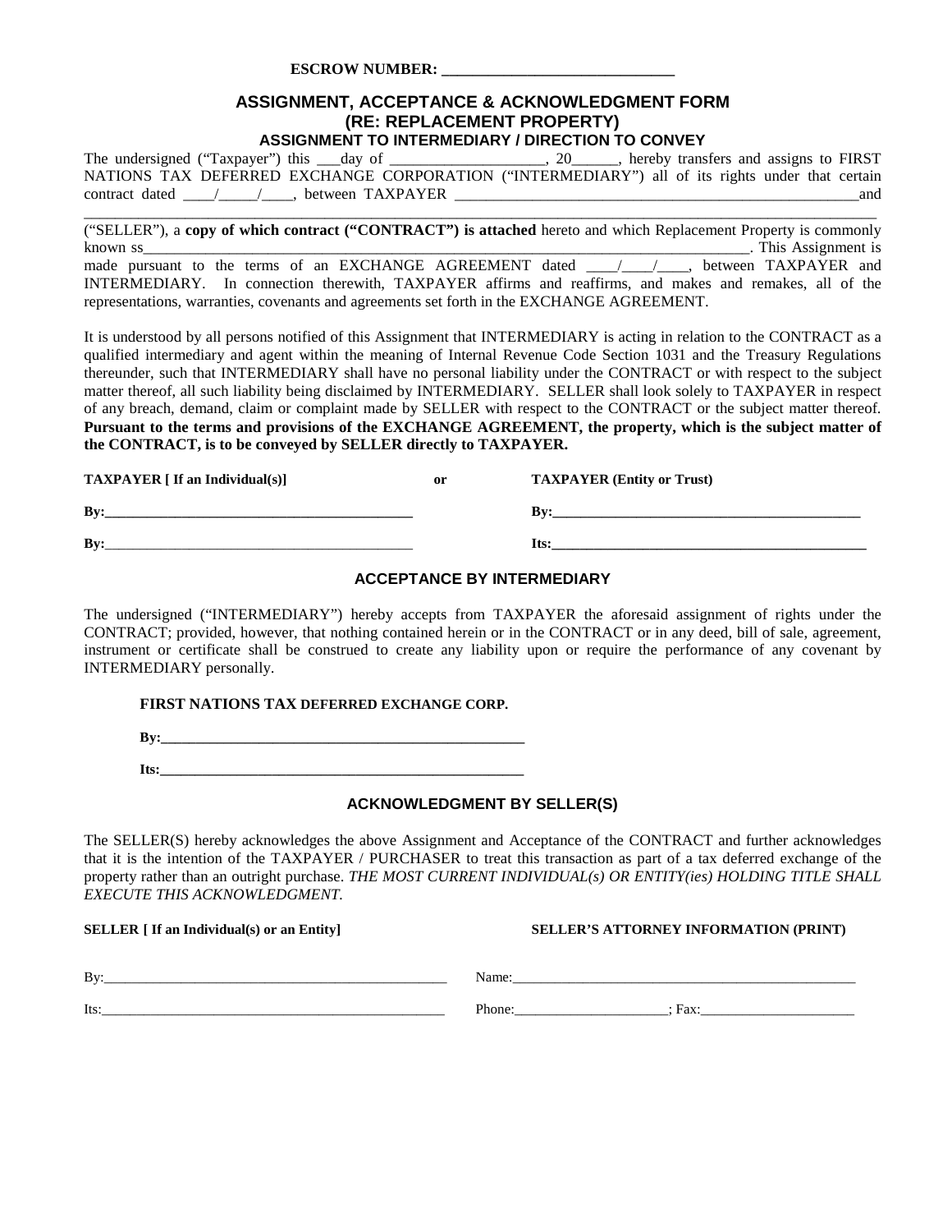**ESCROW NUMBER: \_\_\_\_\_\_\_\_\_\_\_\_\_\_\_\_\_\_\_\_\_\_\_\_\_\_\_\_\_\_**

# ASSIGNMENT, ACCEPTANCE & ACKNOWLEDGMENT FORM (RE: REPLACEMENT PROPERTY)

## ASSIGNMENT TO INTERMEDIARY / DIRECTION TO CONVEY

The undersigned ("Taxpayer") this \_\_\_day of \_\_\_\_\_\_\_\_\_\_\_\_\_\_\_\_\_\_\_\_, 20\_\_\_\_\_\_, hereby transfers and assigns to FIRST NATIONS TAX DEFERRED EXCHANGE CORPORATION ("INTERMEDIARY") all of its rights under that certain contract dated \_\_\_\_/\_\_\_\_\_/\_\_\_\_, between TAXPAYER \_\_\_\_\_\_\_\_\_\_\_\_\_\_\_\_\_\_\_\_\_\_\_\_\_\_\_\_\_\_\_\_\_\_\_\_\_\_\_\_\_\_\_\_\_\_\_\_\_\_\_\_\_\_\_and \_\_\_\_\_\_\_\_\_\_\_\_\_\_\_\_\_\_\_\_\_\_\_\_\_\_\_\_\_\_\_\_\_\_\_\_\_\_\_\_\_\_\_\_\_\_\_\_\_\_\_\_\_\_\_\_\_\_\_\_\_\_\_\_\_\_\_\_\_\_\_\_\_\_\_\_\_\_\_\_\_\_\_\_\_\_\_\_\_\_\_\_\_\_\_\_\_\_ ("SELLER"), a **copy of which contract ("CONTRACT") is attached** hereto and which Replacement Property is commonly known ss\_\_\_\_\_\_\_\_\_\_\_\_\_\_\_\_\_\_\_\_\_\_\_\_\_\_\_\_\_\_\_\_\_\_\_\_\_\_\_\_\_\_\_\_\_\_\_\_\_\_\_\_\_\_\_\_\_\_\_\_\_\_\_\_\_\_\_\_\_\_\_\_\_\_\_\_\_\_\_\_. This Assignment is made pursuant to the terms of an EXCHANGE AGREEMENT dated \_\_\_\_/\_\_\_\_/\_\_\_\_, between TAXPAYER and INTERMEDIARY. In connection therewith, TAXPAYER affirms and reaffirms, and makes and remakes, all of the representations, warranties, covenants and agreements set forth in the EXCHANGE AGREEMENT.

It is understood by all persons notified of this Assignment that INTERMEDIARY is acting in relation to the CONTRACT as a qualified intermediary and agent within the meaning of Internal Revenue Code Section 1031 and the Treasury Regulations thereunder, such that INTERMEDIARY shall have no personal liability under the CONTRACT or with respect to the subject matter thereof, all such liability being disclaimed by INTERMEDIARY. SELLER shall look solely to TAXPAYER in respect of any breach, demand, claim or complaint made by SELLER with respect to the CONTRACT or the subject matter thereof. **Pursuant to the terms and provisions of the EXCHANGE AGREEMENT, the property, which is the subject matter of the CONTRACT, is to be conveyed by SELLER directly to TAXPAYER.**

**TAXPAYER [ If an Individual(s)]** **or** **TAXPAYER (Entity or Trust)**

**By:**\_\_\_\_\_\_\_\_\_\_\_\_\_\_\_\_\_\_\_\_\_\_\_\_\_\_\_\_\_\_\_\_\_\_\_\_\_\_\_\_\_\_\_ **By:**\_\_\_\_\_\_\_\_\_\_\_\_\_\_\_\_\_\_\_\_\_\_\_\_\_\_\_\_\_\_\_\_\_\_\_\_\_\_\_\_\_\_\_

**By:**\_\_\_\_\_\_\_\_\_\_\_\_\_\_\_\_\_\_\_\_\_\_\_\_\_\_\_\_\_\_\_\_\_\_\_\_\_\_\_\_\_\_\_ **Its:**\_\_\_\_\_\_\_\_\_\_\_\_\_\_\_\_\_\_\_\_\_\_\_\_\_\_\_\_\_\_\_\_\_\_\_\_\_\_\_\_\_\_\_

## ACCEPTANCE BY INTERMEDIARY

The undersigned ("INTERMEDIARY") hereby accepts from TAXPAYER the aforesaid assignment of rights under the CONTRACT; provided, however, that nothing contained herein or in the CONTRACT or in any deed, bill of sale, agreement, instrument or certificate shall be construed to create any liability upon or require the performance of any covenant by INTERMEDIARY personally.

**FIRST NATIONS TAX DEFERRED EXCHANGE CORP.**

**By:**\_\_\_\_\_\_\_\_\_\_\_\_\_\_\_\_\_\_\_\_\_\_\_\_\_\_\_\_\_\_\_\_\_\_\_\_\_\_\_\_\_\_\_\_\_\_\_\_\_\_

**Its:**\_\_\_\_\_\_\_\_\_\_\_\_\_\_\_\_\_\_\_\_\_\_\_\_\_\_\_\_\_\_\_\_\_\_\_\_\_\_\_\_\_\_\_\_\_\_\_\_\_\_

## ACKNOWLEDGMENT BY SELLER(S)

The SELLER(S) hereby acknowledges the above Assignment and Acceptance of the CONTRACT and further acknowledges that it is the intention of the TAXPAYER / PURCHASER to treat this transaction as part of a tax deferred exchange of the property rather than an outright purchase. *THE MOST CURRENT INDIVIDUAL(s) OR ENTITY(ies) HOLDING TITLE SHALL EXECUTE THIS ACKNOWLEDGMENT.*

**SELLER [ If an Individual(s) or an Entity]** **SELLER'S ATTORNEY INFORMATION (PRINT)**

By:\_\_\_\_\_\_\_\_\_\_\_\_\_\_\_\_\_\_\_\_\_\_\_\_\_\_\_\_\_\_\_\_\_\_\_\_\_\_\_\_\_\_\_\_\_\_\_\_ Name:\_\_\_\_\_\_\_\_\_\_\_\_\_\_\_\_\_\_\_\_\_\_\_\_\_\_\_\_\_\_\_\_\_\_\_\_\_\_\_\_\_\_\_\_\_\_\_\_

Its:\_\_\_\_\_\_\_\_\_\_\_\_\_\_\_\_\_\_\_\_\_\_\_\_\_\_\_\_\_\_\_\_\_\_\_\_\_\_\_\_\_\_\_\_\_\_\_\_ Phone:\_\_\_\_\_\_\_\_\_\_\_\_\_\_\_\_\_\_\_\_\_\_; Fax:\_\_\_\_\_\_\_\_\_\_\_\_\_\_\_\_\_\_\_\_\_\_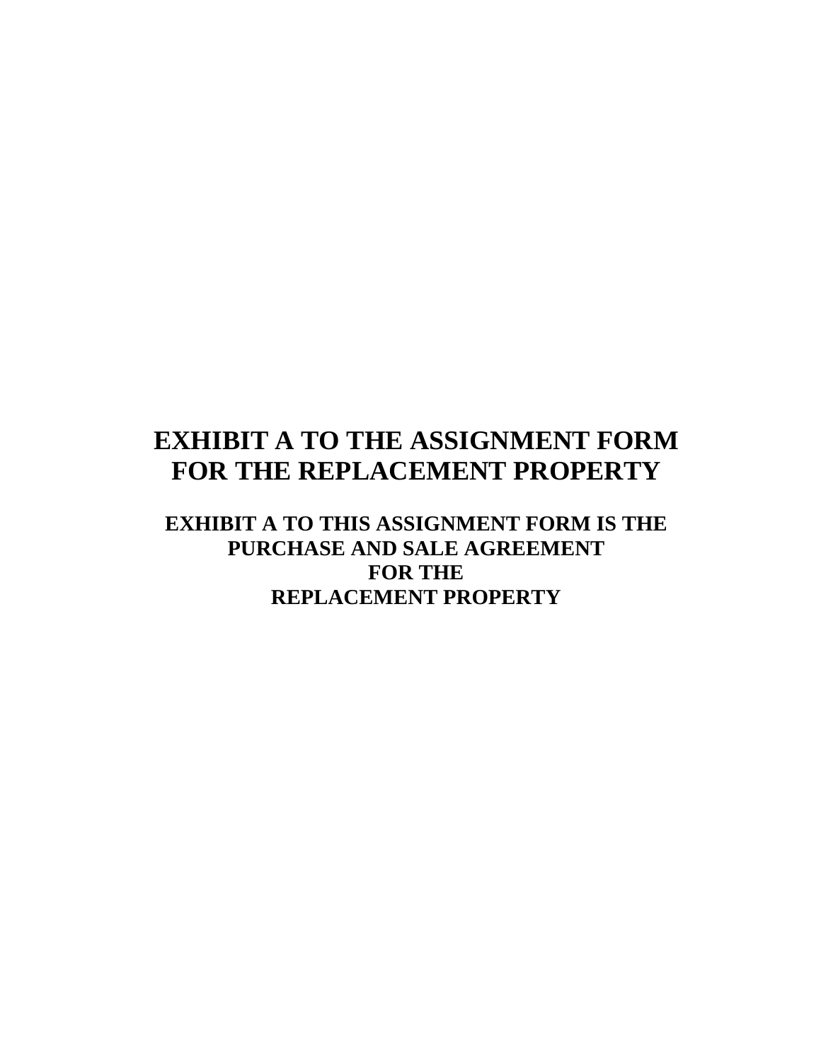# EXHIBIT A TO THE ASSIGNMENT FORM FOR THE REPLACEMENT PROPERTY

## EXHIBIT A TO THIS ASSIGNMENT FORM IS THE PURCHASE AND SALE AGREEMENT FOR THE REPLACEMENT PROPERTY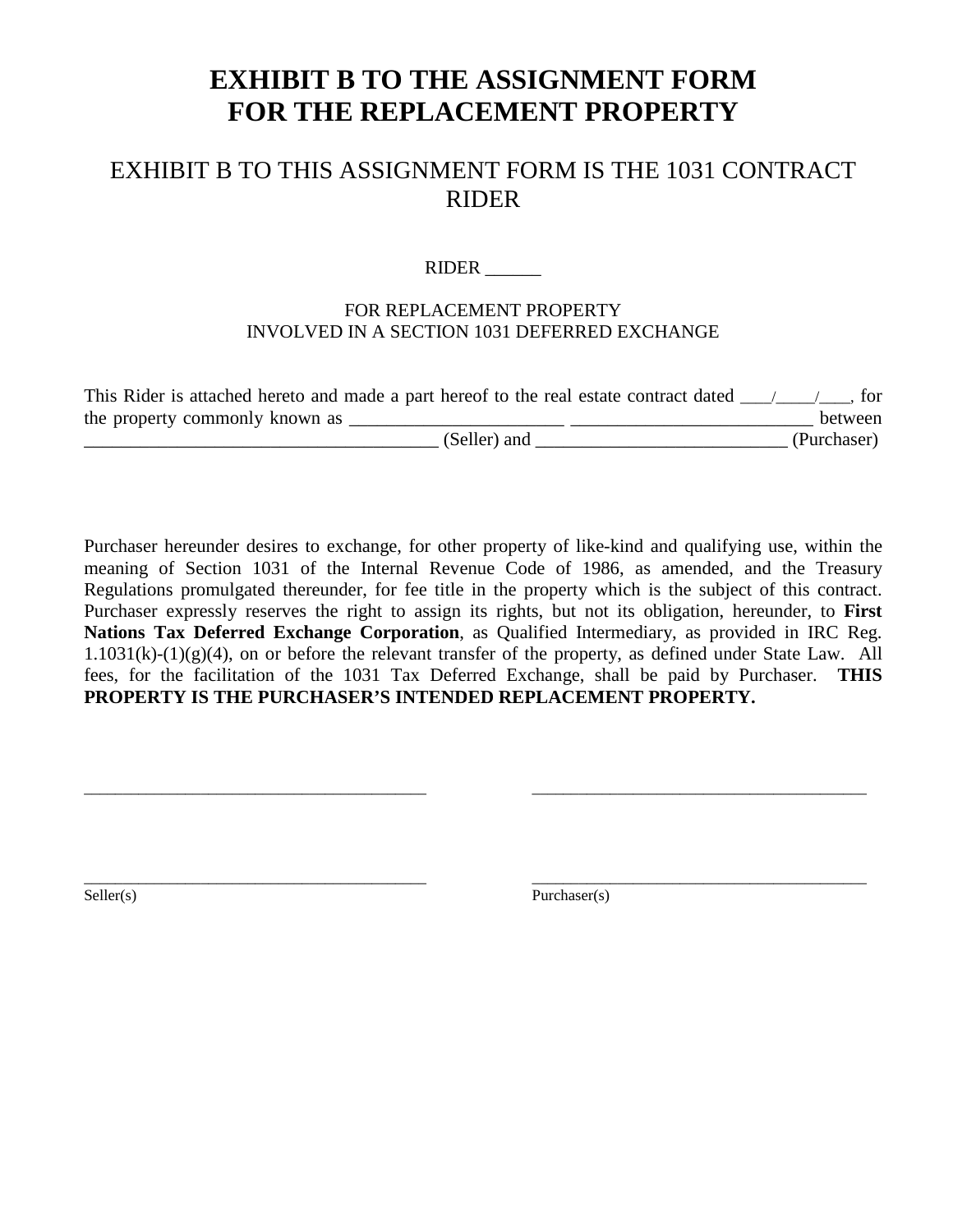# EXHIBIT B TO THE ASSIGNMENT FORM FOR THE REPLACEMENT PROPERTY

## EXHIBIT B TO THIS ASSIGNMENT FORM IS THE 1031 CONTRACT RIDER

RIDER ______

FOR REPLACEMENT PROPERTY
INVOLVED IN A SECTION 1031 DEFERRED EXCHANGE

This Rider is attached hereto and made a part hereof to the real estate contract dated ___/____/___, for the property commonly known as _______________________ _________________________ between ______________________________________ (Seller) and __________________________ (Purchaser)

Purchaser hereunder desires to exchange, for other property of like-kind and qualifying use, within the meaning of Section 1031 of the Internal Revenue Code of 1986, as amended, and the Treasury Regulations promulgated thereunder, for fee title in the property which is the subject of this contract. Purchaser expressly reserves the right to assign its rights, but not its obligation, hereunder, to **First Nations Tax Deferred Exchange Corporation**, as Qualified Intermediary, as provided in IRC Reg. 1.1031(k)-(1)(g)(4), on or before the relevant transfer of the property, as defined under State Law. All fees, for the facilitation of the 1031 Tax Deferred Exchange, shall be paid by Purchaser. **THIS PROPERTY IS THE PURCHASER'S INTENDED REPLACEMENT PROPERTY.**

_______________________________________ _______________________________________

_______________________________________ _______________________________________
Seller(s) Purchaser(s)